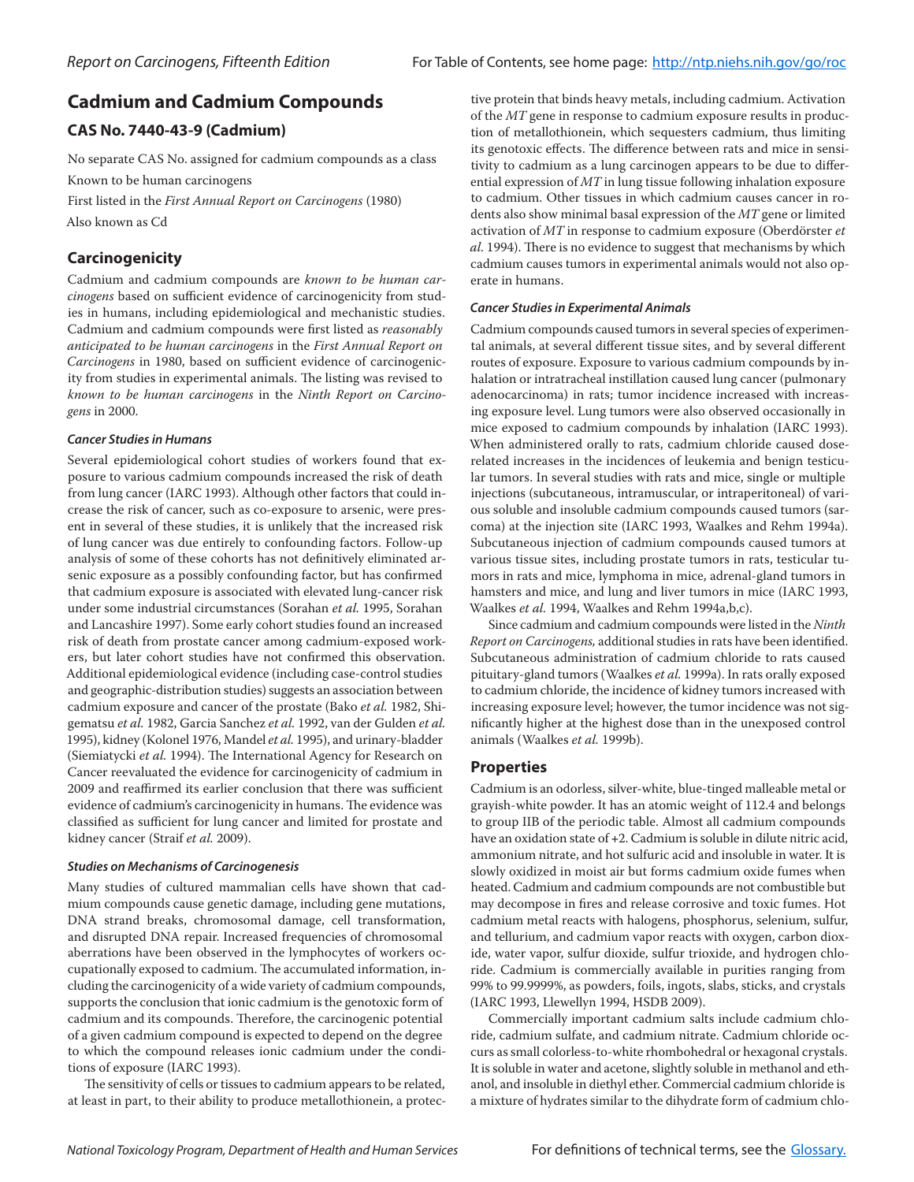# Cadmium and Cadmium Compounds

## CAS No. 7440-43-9 (Cadmium)

No separate CAS No. assigned for cadmium compounds as a class

Known to be human carcinogens

First listed in the *First Annual Report on Carcinogens* (1980)

Also known as Cd

## Carcinogenicity

Cadmium and cadmium compounds are *known to be human carcinogens* based on sufficient evidence of carcinogenicity from studies in humans, including epidemiological and mechanistic studies. Cadmium and cadmium compounds were first listed as *reasonably anticipated to be human carcinogens* in the *First Annual Report on Carcinogens* in 1980, based on sufficient evidence of carcinogenicity from studies in experimental animals. The listing was revised to *known to be human carcinogens* in the *Ninth Report on Carcinogens* in 2000.

### *Cancer Studies in Humans*

Several epidemiological cohort studies of workers found that exposure to various cadmium compounds increased the risk of death from lung cancer (IARC 1993). Although other factors that could increase the risk of cancer, such as co-exposure to arsenic, were present in several of these studies, it is unlikely that the increased risk of lung cancer was due entirely to confounding factors. Follow-up analysis of some of these cohorts has not definitively eliminated arsenic exposure as a possibly confounding factor, but has confirmed that cadmium exposure is associated with elevated lung-cancer risk under some industrial circumstances (Sorahan *et al.* 1995, Sorahan and Lancashire 1997). Some early cohort studies found an increased risk of death from prostate cancer among cadmium-exposed workers, but later cohort studies have not confirmed this observation. Additional epidemiological evidence (including case-control studies and geographic-distribution studies) suggests an association between cadmium exposure and cancer of the prostate (Bako *et al.* 1982, Shigematsu *et al.* 1982, Garcia Sanchez *et al.* 1992, van der Gulden *et al.* 1995), kidney (Kolonel 1976, Mandel *et al.* 1995), and urinary-bladder (Siemiatycki *et al.* 1994). The International Agency for Research on Cancer reevaluated the evidence for carcinogenicity of cadmium in 2009 and reaffirmed its earlier conclusion that there was sufficient evidence of cadmium's carcinogenicity in humans. The evidence was classified as sufficient for lung cancer and limited for prostate and kidney cancer (Straif *et al.* 2009).

### *Studies on Mechanisms of Carcinogenesis*

Many studies of cultured mammalian cells have shown that cadmium compounds cause genetic damage, including gene mutations, DNA strand breaks, chromosomal damage, cell transformation, and disrupted DNA repair. Increased frequencies of chromosomal aberrations have been observed in the lymphocytes of workers occupationally exposed to cadmium. The accumulated information, including the carcinogenicity of a wide variety of cadmium compounds, supports the conclusion that ionic cadmium is the genotoxic form of cadmium and its compounds. Therefore, the carcinogenic potential of a given cadmium compound is expected to depend on the degree to which the compound releases ionic cadmium under the conditions of exposure (IARC 1993).

The sensitivity of cells or tissues to cadmium appears to be related, at least in part, to their ability to produce metallothionein, a protective protein that binds heavy metals, including cadmium. Activation of the *MT* gene in response to cadmium exposure results in production of metallothionein, which sequesters cadmium, thus limiting its genotoxic effects. The difference between rats and mice in sensitivity to cadmium as a lung carcinogen appears to be due to differential expression of *MT* in lung tissue following inhalation exposure to cadmium. Other tissues in which cadmium causes cancer in rodents also show minimal basal expression of the *MT* gene or limited activation of *MT* in response to cadmium exposure (Oberdörster *et al.* 1994). There is no evidence to suggest that mechanisms by which cadmium causes tumors in experimental animals would not also operate in humans.

### *Cancer Studies in Experimental Animals*

Cadmium compounds caused tumors in several species of experimental animals, at several different tissue sites, and by several different routes of exposure. Exposure to various cadmium compounds by inhalation or intratracheal instillation caused lung cancer (pulmonary adenocarcinoma) in rats; tumor incidence increased with increasing exposure level. Lung tumors were also observed occasionally in mice exposed to cadmium compounds by inhalation (IARC 1993). When administered orally to rats, cadmium chloride caused dose-related increases in the incidences of leukemia and benign testicular tumors. In several studies with rats and mice, single or multiple injections (subcutaneous, intramuscular, or intraperitoneal) of various soluble and insoluble cadmium compounds caused tumors (sarcoma) at the injection site (IARC 1993, Waalkes and Rehm 1994a). Subcutaneous injection of cadmium compounds caused tumors at various tissue sites, including prostate tumors in rats, testicular tumors in rats and mice, lymphoma in mice, adrenal-gland tumors in hamsters and mice, and lung and liver tumors in mice (IARC 1993, Waalkes *et al.* 1994, Waalkes and Rehm 1994a,b,c).

Since cadmium and cadmium compounds were listed in the *Ninth Report on Carcinogens,* additional studies in rats have been identified. Subcutaneous administration of cadmium chloride to rats caused pituitary-gland tumors (Waalkes *et al.* 1999a). In rats orally exposed to cadmium chloride, the incidence of kidney tumors increased with increasing exposure level; however, the tumor incidence was not significantly higher at the highest dose than in the unexposed control animals (Waalkes *et al.* 1999b).

## Properties

Cadmium is an odorless, silver-white, blue-tinged malleable metal or grayish-white powder. It has an atomic weight of 112.4 and belongs to group IIB of the periodic table. Almost all cadmium compounds have an oxidation state of +2. Cadmium is soluble in dilute nitric acid, ammonium nitrate, and hot sulfuric acid and insoluble in water. It is slowly oxidized in moist air but forms cadmium oxide fumes when heated. Cadmium and cadmium compounds are not combustible but may decompose in fires and release corrosive and toxic fumes. Hot cadmium metal reacts with halogens, phosphorus, selenium, sulfur, and tellurium, and cadmium vapor reacts with oxygen, carbon dioxide, water vapor, sulfur dioxide, sulfur trioxide, and hydrogen chloride. Cadmium is commercially available in purities ranging from 99% to 99.9999%, as powders, foils, ingots, slabs, sticks, and crystals (IARC 1993, Llewellyn 1994, HSDB 2009).

Commercially important cadmium salts include cadmium chloride, cadmium sulfate, and cadmium nitrate. Cadmium chloride occurs as small colorless-to-white rhombohedral or hexagonal crystals. It is soluble in water and acetone, slightly soluble in methanol and ethanol, and insoluble in diethyl ether. Commercial cadmium chloride is a mixture of hydrates similar to the dihydrate form of cadmium chlo-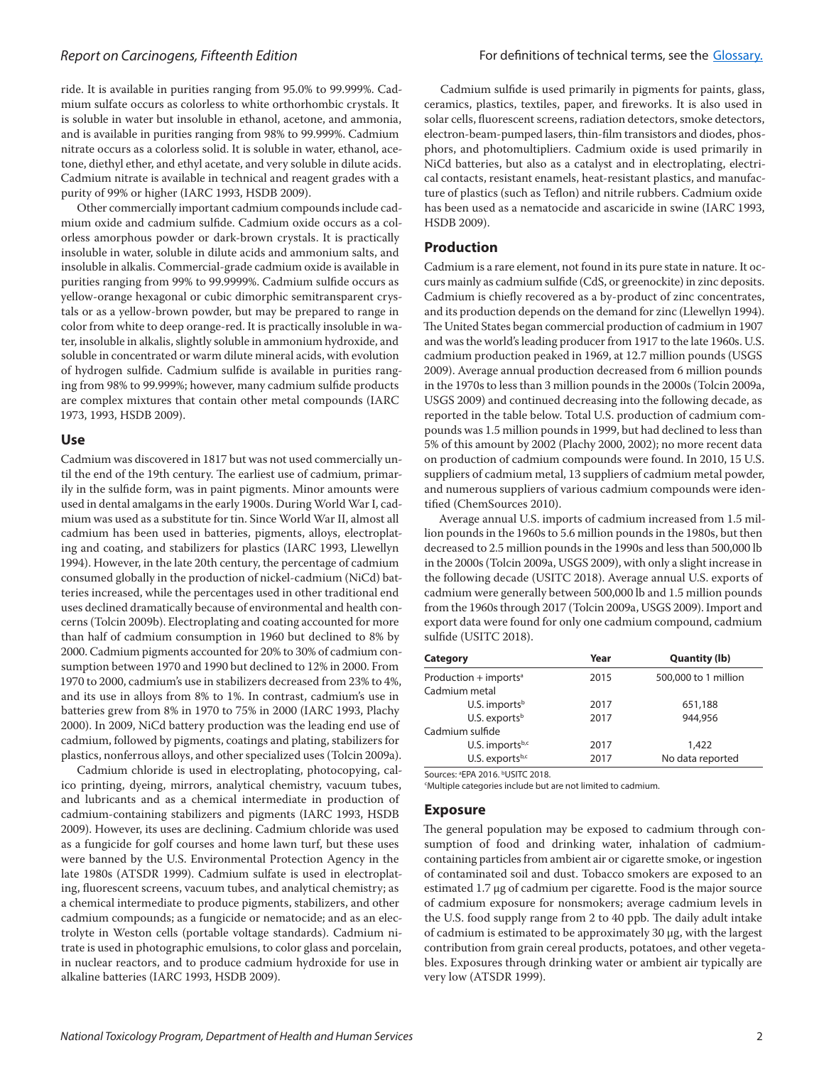ride. It is available in purities ranging from 95.0% to 99.999%. Cadmium sulfate occurs as colorless to white orthorhombic crystals. It is soluble in water but insoluble in ethanol, acetone, and ammonia, and is available in purities ranging from 98% to 99.999%. Cadmium nitrate occurs as a colorless solid. It is soluble in water, ethanol, acetone, diethyl ether, and ethyl acetate, and very soluble in dilute acids. Cadmium nitrate is available in technical and reagent grades with a purity of 99% or higher (IARC 1993, HSDB 2009).

Other commercially important cadmium compounds include cadmium oxide and cadmium sulfide. Cadmium oxide occurs as a colorless amorphous powder or dark-brown crystals. It is practically insoluble in water, soluble in dilute acids and ammonium salts, and insoluble in alkalis. Commercial-grade cadmium oxide is available in purities ranging from 99% to 99.9999%. Cadmium sulfide occurs as yellow-orange hexagonal or cubic dimorphic semitransparent crystals or as a yellow-brown powder, but may be prepared to range in color from white to deep orange-red. It is practically insoluble in water, insoluble in alkalis, slightly soluble in ammonium hydroxide, and soluble in concentrated or warm dilute mineral acids, with evolution of hydrogen sulfide. Cadmium sulfide is available in purities ranging from 98% to 99.999%; however, many cadmium sulfide products are complex mixtures that contain other metal compounds (IARC 1973, 1993, HSDB 2009).

## Use

Cadmium was discovered in 1817 but was not used commercially until the end of the 19th century. The earliest use of cadmium, primarily in the sulfide form, was in paint pigments. Minor amounts were used in dental amalgams in the early 1900s. During World War I, cadmium was used as a substitute for tin. Since World War II, almost all cadmium has been used in batteries, pigments, alloys, electroplating and coating, and stabilizers for plastics (IARC 1993, Llewellyn 1994). However, in the late 20th century, the percentage of cadmium consumed globally in the production of nickel-cadmium (NiCd) batteries increased, while the percentages used in other traditional end uses declined dramatically because of environmental and health concerns (Tolcin 2009b). Electroplating and coating accounted for more than half of cadmium consumption in 1960 but declined to 8% by 2000. Cadmium pigments accounted for 20% to 30% of cadmium consumption between 1970 and 1990 but declined to 12% in 2000. From 1970 to 2000, cadmium's use in stabilizers decreased from 23% to 4%, and its use in alloys from 8% to 1%. In contrast, cadmium's use in batteries grew from 8% in 1970 to 75% in 2000 (IARC 1993, Plachy 2000). In 2009, NiCd battery production was the leading end use of cadmium, followed by pigments, coatings and plating, stabilizers for plastics, nonferrous alloys, and other specialized uses (Tolcin 2009a).

Cadmium chloride is used in electroplating, photocopying, calico printing, dyeing, mirrors, analytical chemistry, vacuum tubes, and lubricants and as a chemical intermediate in production of cadmium-containing stabilizers and pigments (IARC 1993, HSDB 2009). However, its uses are declining. Cadmium chloride was used as a fungicide for golf courses and home lawn turf, but these uses were banned by the U.S. Environmental Protection Agency in the late 1980s (ATSDR 1999). Cadmium sulfate is used in electroplating, fluorescent screens, vacuum tubes, and analytical chemistry; as a chemical intermediate to produce pigments, stabilizers, and other cadmium compounds; as a fungicide or nematocide; and as an electrolyte in Weston cells (portable voltage standards). Cadmium nitrate is used in photographic emulsions, to color glass and porcelain, in nuclear reactors, and to produce cadmium hydroxide for use in alkaline batteries (IARC 1993, HSDB 2009).

Cadmium sulfide is used primarily in pigments for paints, glass, ceramics, plastics, textiles, paper, and fireworks. It is also used in solar cells, fluorescent screens, radiation detectors, smoke detectors, electron-beam-pumped lasers, thin-film transistors and diodes, phosphors, and photomultipliers. Cadmium oxide is used primarily in NiCd batteries, but also as a catalyst and in electroplating, electrical contacts, resistant enamels, heat-resistant plastics, and manufacture of plastics (such as Teflon) and nitrile rubbers. Cadmium oxide has been used as a nematocide and ascaricide in swine (IARC 1993, HSDB 2009).

## Production

Cadmium is a rare element, not found in its pure state in nature. It occurs mainly as cadmium sulfide (CdS, or greenockite) in zinc deposits. Cadmium is chiefly recovered as a by-product of zinc concentrates, and its production depends on the demand for zinc (Llewellyn 1994). The United States began commercial production of cadmium in 1907 and was the world's leading producer from 1917 to the late 1960s. U.S. cadmium production peaked in 1969, at 12.7 million pounds (USGS 2009). Average annual production decreased from 6 million pounds in the 1970s to less than 3 million pounds in the 2000s (Tolcin 2009a, USGS 2009) and continued decreasing into the following decade, as reported in the table below. Total U.S. production of cadmium compounds was 1.5 million pounds in 1999, but had declined to less than 5% of this amount by 2002 (Plachy 2000, 2002); no more recent data on production of cadmium compounds were found. In 2010, 15 U.S. suppliers of cadmium metal, 13 suppliers of cadmium metal powder, and numerous suppliers of various cadmium compounds were identified (ChemSources 2010).

Average annual U.S. imports of cadmium increased from 1.5 million pounds in the 1960s to 5.6 million pounds in the 1980s, but then decreased to 2.5 million pounds in the 1990s and less than 500,000 lb in the 2000s (Tolcin 2009a, USGS 2009), with only a slight increase in the following decade (USITC 2018). Average annual U.S. exports of cadmium were generally between 500,000 lb and 1.5 million pounds from the 1960s through 2017 (Tolcin 2009a, USGS 2009). Import and export data were found for only one cadmium compound, cadmium sulfide (USITC 2018).

| Category | Year | Quantity (lb) |
|---|---|---|
| Production + imports[a] | 2015 | 500,000 to 1 million |
| Cadmium metal | | |
| U.S. imports[b] | 2017 | 651,188 |
| U.S. exports[b] | 2017 | 944,956 |
| Cadmium sulfide | | |
| U.S. imports[b,c] | 2017 | 1,422 |
| U.S. exports[b,c] | 2017 | No data reported |

Sources: [a]EPA 2016. [b]USITC 2018.
[c]Multiple categories include but are not limited to cadmium.

## Exposure

The general population may be exposed to cadmium through consumption of food and drinking water, inhalation of cadmium-containing particles from ambient air or cigarette smoke, or ingestion of contaminated soil and dust. Tobacco smokers are exposed to an estimated 1.7 μg of cadmium per cigarette. Food is the major source of cadmium exposure for nonsmokers; average cadmium levels in the U.S. food supply range from 2 to 40 ppb. The daily adult intake of cadmium is estimated to be approximately 30 μg, with the largest contribution from grain cereal products, potatoes, and other vegetables. Exposures through drinking water or ambient air typically are very low (ATSDR 1999).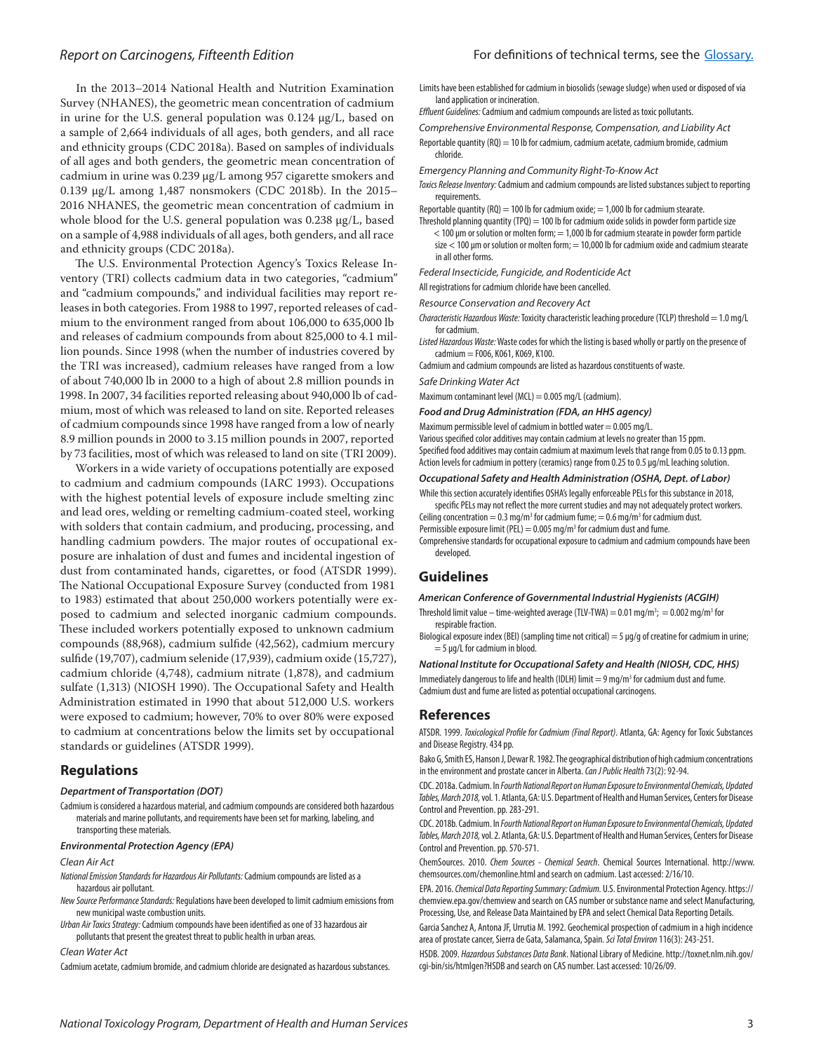In the 2013–2014 National Health and Nutrition Examination Survey (NHANES), the geometric mean concentration of cadmium in urine for the U.S. general population was 0.124 μg/L, based on a sample of 2,664 individuals of all ages, both genders, and all race and ethnicity groups (CDC 2018a). Based on samples of individuals of all ages and both genders, the geometric mean concentration of cadmium in urine was 0.239 μg/L among 957 cigarette smokers and 0.139 μg/L among 1,487 nonsmokers (CDC 2018b). In the 2015–2016 NHANES, the geometric mean concentration of cadmium in whole blood for the U.S. general population was 0.238 μg/L, based on a sample of 4,988 individuals of all ages, both genders, and all race and ethnicity groups (CDC 2018a).

The U.S. Environmental Protection Agency's Toxics Release Inventory (TRI) collects cadmium data in two categories, "cadmium" and "cadmium compounds," and individual facilities may report releases in both categories. From 1988 to 1997, reported releases of cadmium to the environment ranged from about 106,000 to 635,000 lb and releases of cadmium compounds from about 825,000 to 4.1 million pounds. Since 1998 (when the number of industries covered by the TRI was increased), cadmium releases have ranged from a low of about 740,000 lb in 2000 to a high of about 2.8 million pounds in 1998. In 2007, 34 facilities reported releasing about 940,000 lb of cadmium, most of which was released to land on site. Reported releases of cadmium compounds since 1998 have ranged from a low of nearly 8.9 million pounds in 2000 to 3.15 million pounds in 2007, reported by 73 facilities, most of which was released to land on site (TRI 2009).

Workers in a wide variety of occupations potentially are exposed to cadmium and cadmium compounds (IARC 1993). Occupations with the highest potential levels of exposure include smelting zinc and lead ores, welding or remelting cadmium-coated steel, working with solders that contain cadmium, and producing, processing, and handling cadmium powders. The major routes of occupational exposure are inhalation of dust and fumes and incidental ingestion of dust from contaminated hands, cigarettes, or food (ATSDR 1999). The National Occupational Exposure Survey (conducted from 1981 to 1983) estimated that about 250,000 workers potentially were exposed to cadmium and selected inorganic cadmium compounds. These included workers potentially exposed to unknown cadmium compounds (88,968), cadmium sulfide (42,562), cadmium mercury sulfide (19,707), cadmium selenide (17,939), cadmium oxide (15,727), cadmium chloride (4,748), cadmium nitrate (1,878), and cadmium sulfate (1,313) (NIOSH 1990). The Occupational Safety and Health Administration estimated in 1990 that about 512,000 U.S. workers were exposed to cadmium; however, 70% to over 80% were exposed to cadmium at concentrations below the limits set by occupational standards or guidelines (ATSDR 1999).

## Regulations

#### *Department of Transportation (DOT)*

Cadmium is considered a hazardous material, and cadmium compounds are considered both hazardous materials and marine pollutants, and requirements have been set for marking, labeling, and transporting these materials.

#### *Environmental Protection Agency (EPA)*

*Clean Air Act*

*National Emission Standards for Hazardous Air Pollutants:* Cadmium compounds are listed as a hazardous air pollutant.

*New Source Performance Standards:* Regulations have been developed to limit cadmium emissions from new municipal waste combustion units.

*Urban Air Toxics Strategy:* Cadmium compounds have been identified as one of 33 hazardous air pollutants that present the greatest threat to public health in urban areas.

*Clean Water Act*

Cadmium acetate, cadmium bromide, and cadmium chloride are designated as hazardous substances.

Limits have been established for cadmium in biosolids (sewage sludge) when used or disposed of via land application or incineration.

*Effluent Guidelines:* Cadmium and cadmium compounds are listed as toxic pollutants.

*Comprehensive Environmental Response, Compensation, and Liability Act*

Reportable quantity (RQ) = 10 lb for cadmium, cadmium acetate, cadmium bromide, cadmium chloride.

*Emergency Planning and Community Right-To-Know Act*

*Toxics Release Inventory:* Cadmium and cadmium compounds are listed substances subject to reporting requirements.

Reportable quantity (RQ) = 100 lb for cadmium oxide; = 1,000 lb for cadmium stearate.

Threshold planning quantity (TPQ) = 100 lb for cadmium oxide solids in powder form particle size < 100 μm or solution or molten form; = 1,000 lb for cadmium stearate in powder form particle size < 100 μm or solution or molten form; = 10,000 lb for cadmium oxide and cadmium stearate in all other forms.

*Federal Insecticide, Fungicide, and Rodenticide Act*

All registrations for cadmium chloride have been cancelled.

*Resource Conservation and Recovery Act*

*Characteristic Hazardous Waste:* Toxicity characteristic leaching procedure (TCLP) threshold = 1.0 mg/L for cadmium.

*Listed Hazardous Waste:* Waste codes for which the listing is based wholly or partly on the presence of cadmium = F006, K061, K069, K100.

Cadmium and cadmium compounds are listed as hazardous constituents of waste.

*Safe Drinking Water Act*

Maximum contaminant level (MCL) = 0.005 mg/L (cadmium).

#### *Food and Drug Administration (FDA, an HHS agency)*

Maximum permissible level of cadmium in bottled water = 0.005 mg/L.

Various specified color additives may contain cadmium at levels no greater than 15 ppm.

Specified food additives may contain cadmium at maximum levels that range from 0.05 to 0.13 ppm.

Action levels for cadmium in pottery (ceramics) range from 0.25 to 0.5 μg/mL leaching solution.

#### *Occupational Safety and Health Administration (OSHA, Dept. of Labor)*

While this section accurately identifies OSHA's legally enforceable PELs for this substance in 2018, specific PELs may not reflect the more current studies and may not adequately protect workers.

Ceiling concentration = 0.3 mg/m³ for cadmium fume; = 0.6 mg/m³ for cadmium dust.

Permissible exposure limit (PEL) = 0.005 mg/m³ for cadmium dust and fume.

Comprehensive standards for occupational exposure to cadmium and cadmium compounds have been developed.

## Guidelines

#### *American Conference of Governmental Industrial Hygienists (ACGIH)*

Threshold limit value – time-weighted average (TLV-TWA) = 0.01 mg/m³; = 0.002 mg/m³ for respirable fraction.

Biological exposure index (BEI) (sampling time not critical) = 5 μg/g of creatine for cadmium in urine; = 5 μg/L for cadmium in blood.

#### *National Institute for Occupational Safety and Health (NIOSH, CDC, HHS)*

Immediately dangerous to life and health (IDLH) limit = 9 mg/m³ for cadmium dust and fume.

Cadmium dust and fume are listed as potential occupational carcinogens.

## References

ATSDR. 1999. *Toxicological Profile for Cadmium (Final Report)*. Atlanta, GA: Agency for Toxic Substances and Disease Registry. 434 pp.

Bako G, Smith ES, Hanson J, Dewar R. 1982. The geographical distribution of high cadmium concentrations in the environment and prostate cancer in Alberta. *Can J Public Health* 73(2): 92-94.

CDC. 2018a. Cadmium. In *Fourth National Report on Human Exposure to Environmental Chemicals, Updated Tables, March 2018,* vol. 1. Atlanta, GA: U.S. Department of Health and Human Services, Centers for Disease Control and Prevention. pp. 283-291.

CDC. 2018b. Cadmium. In *Fourth National Report on Human Exposure to Environmental Chemicals, Updated Tables, March 2018,* vol. 2. Atlanta, GA: U.S. Department of Health and Human Services, Centers for Disease Control and Prevention. pp. 570-571.

ChemSources. 2010. *Chem Sources - Chemical Search*. Chemical Sources International. http://www.chemsources.com/chemonline.html and search on cadmium. Last accessed: 2/16/10.

EPA. 2016. *Chemical Data Reporting Summary: Cadmium.* U.S. Environmental Protection Agency. https://chemview.epa.gov/chemview and search on CAS number or substance name and select Manufacturing, Processing, Use, and Release Data Maintained by EPA and select Chemical Data Reporting Details.

Garcia Sanchez A, Antona JF, Urrutia M. 1992. Geochemical prospection of cadmium in a high incidence area of prostate cancer, Sierra de Gata, Salamanca, Spain. *Sci Total Environ* 116(3): 243-251.

HSDB. 2009. *Hazardous Substances Data Bank*. National Library of Medicine. http://toxnet.nlm.nih.gov/cgi-bin/sis/htmlgen?HSDB and search on CAS number. Last accessed: 10/26/09.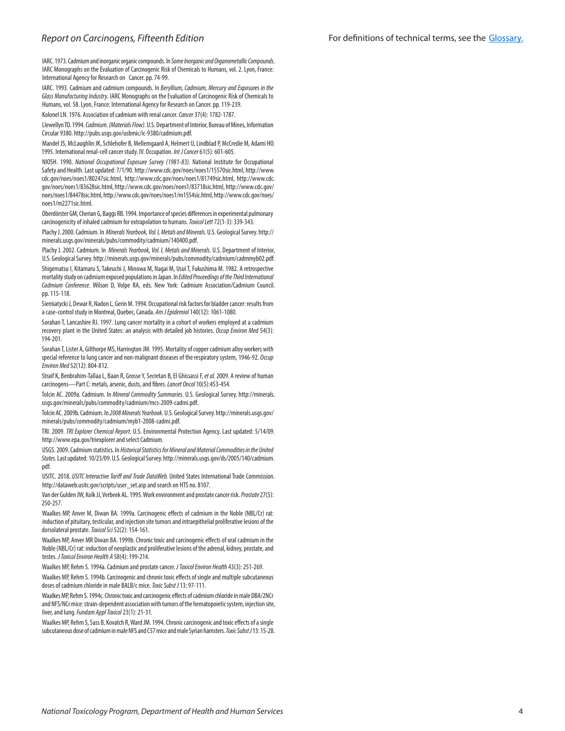IARC. 1973. Cadmium and inorganic organic compounds. In *Some Inorganic and Organometallic Compounds*. IARC Monographs on the Evaluation of Carcinogenic Risk of Chemicals to Humans, vol. 2. Lyon, France: International Agency for Research on Cancer. pp. 74-99.

IARC. 1993. Cadmium and cadmium compounds. In *Beryllium, Cadmium, Mercury and Exposures in the Glass Manufacturing Industry*. IARC Monographs on the Evaluation of Carcinogenic Risk of Chemicals to Humans, vol. 58. Lyon, France: International Agency for Research on Cancer. pp. 119-239.

Kolonel LN. 1976. Association of cadmium with renal cancer. *Cancer* 37(4): 1782-1787.

Llewellyn TO. 1994. *Cadmium. (Materials Flow)*. U.S. Department of Interior, Bureau of Mines, Information Circular 9380. http://pubs.usgs.gov/usbmic/ic-9380/cadmium.pdf.

Mandel JS, McLaughlin JK, Schlehofer B, Mellemgaard A, Helmert U, Lindblad P, McCredie M, Adami HO. 1995. International renal-cell cancer study. IV. Occupation. *Int J Cancer* 61(5): 601-605.

NIOSH. 1990. *National Occupational Exposure Survey (1981-83)*. National Institute for Occupational Safety and Health. Last updated: 7/1/90. http://www.cdc.gov/noes/noes1/15570sic.html, http://www.cdc.gov/noes/noes1/80247sic.html, http://www.cdc.gov/noes/noes1/81749sic.html, http://www.cdc.gov/noes/noes1/83628sic.html, http://www.cdc.gov/noes/noes1/83718sic.html, http://www.cdc.gov/noes/noes1/84478sic.html, http://www.cdc.gov/noes/noes1/m1554sic.html, http://www.cdc.gov/noes/noes1/m2271sic.html.

Oberdörster GM, Cherian G, Baggs RB. 1994. Importance of species differences in experimental pulmonary carcinogenicity of inhaled cadmium for extrapolation to humans. *Toxicol Lett* 72(1-3): 339-343.

Plachy J. 2000. Cadmium. In *Minerals Yearbook, Vol. I, Metals and Minerals*. U.S. Geological Survey. http://minerals.usgs.gov/minerals/pubs/commodity/cadmium/140400.pdf.

Plachy J. 2002. Cadmium. In *Minerals Yearbook, Vol. I, Metals and Minerals*. U.S. Department of Interior, U.S. Geological Survey. http://minerals.usgs.gov/minerals/pubs/commodity/cadmium/cadmmyb02.pdf.

Shigematsu I, Kitamaru S, Takeuchi J, Minowa M, Nagai M, Usui T, Fukushima M. 1982. A retrospective mortality study on cadmium exposed populations in Japan. In *Edited Proceedings of the Third International Cadmium Conference*. Wilson D, Volpe RA, eds. New York: Cadmium Association/Cadmium Council. pp. 115-118.

Siemiatycki J, Dewar R, Nadon L, Gerin M. 1994. Occupational risk factors for bladder cancer: results from a case-control study in Montreal, Quebec, Canada. *Am J Epidemiol* 140(12): 1061-1080.

Sorahan T, Lancashire RJ. 1997. Lung cancer mortality in a cohort of workers employed at a cadmium recovery plant in the United States: an analysis with detailed job histories. *Occup Environ Med* 54(3): 194-201.

Sorahan T, Lister A, Gilthorpe MS, Harrington JM. 1995. Mortality of copper cadmium alloy workers with special reference to lung cancer and non-malignant diseases of the respiratory system, 1946-92. *Occup Environ Med* 52(12): 804-812.

Straif K, Benbrahim-Tallaa L, Baan R, Grosse Y, Secretan B, El Ghissassi F, *et al.* 2009. A review of human carcinogens—Part C: metals, arsenic, dusts, and fibres. *Lancet Oncol* 10(5):453-454.

Tolcin AC. 2009a. Cadmium. In *Mineral Commodity Summaries*. U.S. Geological Survey. http://minerals.usgs.gov/minerals/pubs/commodity/cadmium/mcs-2009-cadmi.pdf.

Tolcin AC. 2009b. Cadmium. In *2008 Minerals Yearbook*. U.S. Geological Survey. http://minerals.usgs.gov/minerals/pubs/commodity/cadmium/myb1-2008-cadmi.pdf.

TRI. 2009. *TRI Explorer Chemical Report*. U.S. Environmental Protection Agency. Last updated: 5/14/09. http://www.epa.gov/triexplorer and select Cadmium.

USGS. 2009. Cadmium statistics. In *Historical Statistics for Mineral and Material Commodities in the United States*. Last updated: 10/23/09. U.S. Geological Survey. http://minerals.usgs.gov/ds/2005/140/cadmium.pdf.

USITC. 2018. *USITC Interactive Tariff and Trade DataWeb*. United States International Trade Commission. http://dataweb.usitc.gov/scripts/user_set.asp and search on HTS no. 8107.

Van der Gulden JW, Kolk JJ, Verbeek AL. 1995. Work environment and prostate cancer risk. *Prostate* 27(5): 250-257.

Waalkes MP, Anver M, Diwan BA. 1999a. Carcinogenic effects of cadmium in the Noble (NBL/Cr) rat: induction of pituitary, testicular, and injection site tumors and intraepithelial proliferative lesions of the dorsolateral prostate. *Toxicol Sci* 52(2): 154-161.

Waalkes MP, Anver MR Diwan BA. 1999b. Chronic toxic and carcinogenic effects of oral cadmium in the Noble (NBL/Cr) rat: induction of neoplastic and proliferative lesions of the adrenal, kidney, prostate, and testes. *J Toxicol Environ Health A* 58(4): 199-214.

Waalkes MP, Rehm S. 1994a. Cadmium and prostate cancer. *J Toxicol Environ Health* 43(3): 251-269.

Waalkes MP, Rehm S. 1994b. Carcinogenic and chronic toxic effects of single and multiple subcutaneous doses of cadmium chloride in male BALB/c mice. *Toxic Subst J* 13: 97-111.

Waalkes MP, Rehm S. 1994c. Chronic toxic and carcinogenic effects of cadmium chloride in male DBA/2NCr and NFS/NCr mice: strain-dependent association with tumors of the hematopoietic system, injection site, liver, and lung. *Fundam Appl Toxicol* 23(1): 21-31.

Waalkes MP, Rehm S, Sass B, Kovatch R, Ward JM. 1994. Chronic carcinogenic and toxic effects of a single subcutaneous dose of cadmium in male NFS and C57 mice and male Syrian hamsters. *Toxic Subst J* 13: 15-28.